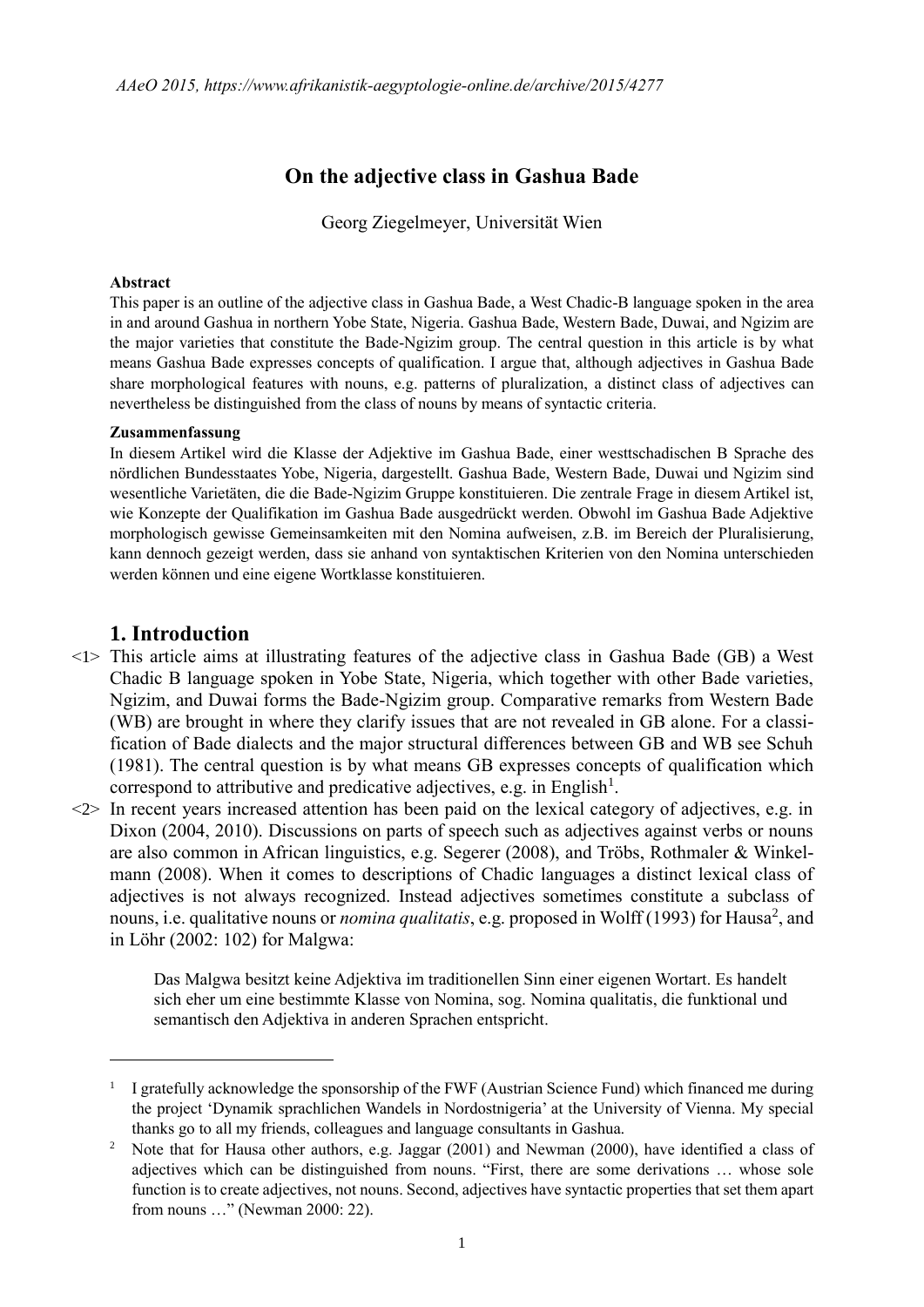# On the adjective class in Gashua Bade

Georg Ziegelmeyer, Universität Wien

**Abstract**

This paper is an outline of the adjective class in Gashua Bade, a West Chadic-B language spoken in the area in and around Gashua in northern Yobe State, Nigeria. Gashua Bade, Western Bade, Duwai, and Ngizim are the major varieties that constitute the Bade-Ngizim group. The central question in this article is by what means Gashua Bade expresses concepts of qualification. I argue that, although adjectives in Gashua Bade share morphological features with nouns, e.g. patterns of pluralization, a distinct class of adjectives can nevertheless be distinguished from the class of nouns by means of syntactic criteria.

**Zusammenfassung**

In diesem Artikel wird die Klasse der Adjektive im Gashua Bade, einer westtschadischen B Sprache des nördlichen Bundesstaates Yobe, Nigeria, dargestellt. Gashua Bade, Western Bade, Duwai und Ngizim sind wesentliche Varietäten, die die Bade-Ngizim Gruppe konstituieren. Die zentrale Frage in diesem Artikel ist, wie Konzepte der Qualifikation im Gashua Bade ausgedrückt werden. Obwohl im Gashua Bade Adjektive morphologisch gewisse Gemeinsamkeiten mit den Nomina aufweisen, z.B. im Bereich der Pluralisierung, kann dennoch gezeigt werden, dass sie anhand von syntaktischen Kriterien von den Nomina unterschieden werden können und eine eigene Wortklasse konstituieren.

## 1. Introduction

<1> This article aims at illustrating features of the adjective class in Gashua Bade (GB) a West Chadic B language spoken in Yobe State, Nigeria, which together with other Bade varieties, Ngizim, and Duwai forms the Bade-Ngizim group. Comparative remarks from Western Bade (WB) are brought in where they clarify issues that are not revealed in GB alone. For a classification of Bade dialects and the major structural differences between GB and WB see Schuh (1981). The central question is by what means GB expresses concepts of qualification which correspond to attributive and predicative adjectives, e.g. in English[1].

<2> In recent years increased attention has been paid on the lexical category of adjectives, e.g. in Dixon (2004, 2010). Discussions on parts of speech such as adjectives against verbs or nouns are also common in African linguistics, e.g. Segerer (2008), and Tröbs, Rothmaler & Winkelmann (2008). When it comes to descriptions of Chadic languages a distinct lexical class of adjectives is not always recognized. Instead adjectives sometimes constitute a subclass of nouns, i.e. qualitative nouns or *nomina qualitatis*, e.g. proposed in Wolff (1993) for Hausa[2], and in Löhr (2002: 102) for Malgwa:

> Das Malgwa besitzt keine Adjektiva im traditionellen Sinn einer eigenen Wortart. Es handelt sich eher um eine bestimmte Klasse von Nomina, sog. Nomina qualitatis, die funktional und semantisch den Adjektiva in anderen Sprachen entspricht.

---

[1] I gratefully acknowledge the sponsorship of the FWF (Austrian Science Fund) which financed me during the project 'Dynamik sprachlichen Wandels in Nordostnigeria' at the University of Vienna. My special thanks go to all my friends, colleagues and language consultants in Gashua.

[2] Note that for Hausa other authors, e.g. Jaggar (2001) and Newman (2000), have identified a class of adjectives which can be distinguished from nouns. "First, there are some derivations … whose sole function is to create adjectives, not nouns. Second, adjectives have syntactic properties that set them apart from nouns …" (Newman 2000: 22).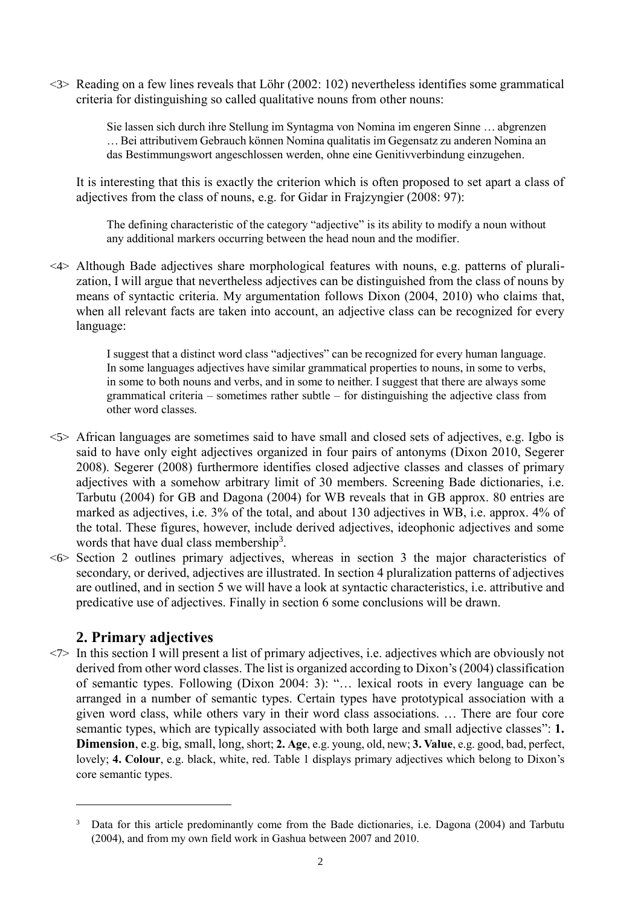<3> Reading on a few lines reveals that Löhr (2002: 102) nevertheless identifies some grammatical criteria for distinguishing so called qualitative nouns from other nouns:

> Sie lassen sich durch ihre Stellung im Syntagma von Nomina im engeren Sinne … abgrenzen … Bei attributivem Gebrauch können Nomina qualitatis im Gegensatz zu anderen Nomina an das Bestimmungswort angeschlossen werden, ohne eine Genitivverbindung einzugehen.

It is interesting that this is exactly the criterion which is often proposed to set apart a class of adjectives from the class of nouns, e.g. for Gidar in Frajzyngier (2008: 97):

> The defining characteristic of the category "adjective" is its ability to modify a noun without any additional markers occurring between the head noun and the modifier.

<4> Although Bade adjectives share morphological features with nouns, e.g. patterns of pluralization, I will argue that nevertheless adjectives can be distinguished from the class of nouns by means of syntactic criteria. My argumentation follows Dixon (2004, 2010) who claims that, when all relevant facts are taken into account, an adjective class can be recognized for every language:

> I suggest that a distinct word class "adjectives" can be recognized for every human language. In some languages adjectives have similar grammatical properties to nouns, in some to verbs, in some to both nouns and verbs, and in some to neither. I suggest that there are always some grammatical criteria – sometimes rather subtle – for distinguishing the adjective class from other word classes.

<5> African languages are sometimes said to have small and closed sets of adjectives, e.g. Igbo is said to have only eight adjectives organized in four pairs of antonyms (Dixon 2010, Segerer 2008). Segerer (2008) furthermore identifies closed adjective classes and classes of primary adjectives with a somehow arbitrary limit of 30 members. Screening Bade dictionaries, i.e. Tarbutu (2004) for GB and Dagona (2004) for WB reveals that in GB approx. 80 entries are marked as adjectives, i.e. 3% of the total, and about 130 adjectives in WB, i.e. approx. 4% of the total. These figures, however, include derived adjectives, ideophonic adjectives and some words that have dual class membership[3].

<6> Section 2 outlines primary adjectives, whereas in section 3 the major characteristics of secondary, or derived, adjectives are illustrated. In section 4 pluralization patterns of adjectives are outlined, and in section 5 we will have a look at syntactic characteristics, i.e. attributive and predicative use of adjectives. Finally in section 6 some conclusions will be drawn.

## 2. Primary adjectives

<7> In this section I will present a list of primary adjectives, i.e. adjectives which are obviously not derived from other word classes. The list is organized according to Dixon's (2004) classification of semantic types. Following (Dixon 2004: 3): "… lexical roots in every language can be arranged in a number of semantic types. Certain types have prototypical association with a given word class, while others vary in their word class associations. … There are four core semantic types, which are typically associated with both large and small adjective classes": **1. Dimension**, e.g. big, small, long, short; **2. Age**, e.g. young, old, new; **3. Value**, e.g. good, bad, perfect, lovely; **4. Colour**, e.g. black, white, red. Table 1 displays primary adjectives which belong to Dixon's core semantic types.

---

[3] Data for this article predominantly come from the Bade dictionaries, i.e. Dagona (2004) and Tarbutu (2004), and from my own field work in Gashua between 2007 and 2010.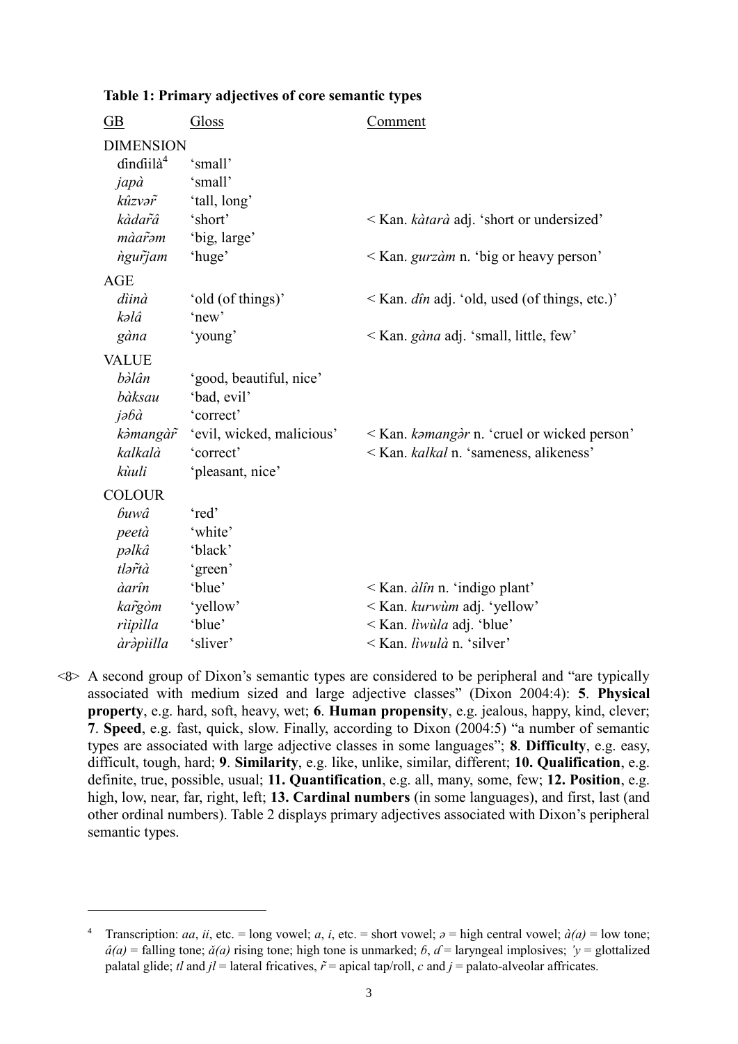**Table 1: Primary adjectives of core semantic types**

| GB | Gloss | Comment |
|---|---|---|
| DIMENSION | | |
| ɗinɗiilà[4] | 'small' | |
| *japà* | 'small' | |
| *kûzvər̃* | 'tall, long' | |
| *kàdar̃â* | 'short' | < Kan. *kàtarà* adj. 'short or undersized' |
| *màar̃əm* | 'big, large' | |
| *ǹgur̃jam* | 'huge' | < Kan. *gurzàm* n. 'big or heavy person' |
| AGE | | |
| *dìinà* | 'old (of things)' | < Kan. *dîn* adj. 'old, used (of things, etc.)' |
| *kəlâ* | 'new' | |
| *gàna* | 'young' | < Kan. *gàna* adj. 'small, little, few' |
| VALUE | | |
| *bə̀lân* | 'good, beautiful, nice' | |
| *bàksau* | 'bad, evil' | |
| *jəɓà* | 'correct' | |
| *kə̀mangàr̃* | 'evil, wicked, malicious' | < Kan. *kəmangə̀r* n. 'cruel or wicked person' |
| *kalkalà* | 'correct' | < Kan. *kalkal* n. 'sameness, alikeness' |
| *kùuli* | 'pleasant, nice' | |
| COLOUR | | |
| *ɓuwâ* | 'red' | |
| *peetà* | 'white' | |
| *pəlkâ* | 'black' | |
| *tlər̃tà* | 'green' | |
| *àarîn* | 'blue' | < Kan. *àlîn* n. 'indigo plant' |
| *kar̃gòm* | 'yellow' | < Kan. *kurwùm* adj. 'yellow' |
| *rìipìlla* | 'blue' | < Kan. *lìwùla* adj. 'blue' |
| *àrə̀pìilla* | 'sliver' | < Kan. *lìwulà* n. 'silver' |

<8> A second group of Dixon's semantic types are considered to be peripheral and "are typically associated with medium sized and large adjective classes" (Dixon 2004:4): **5**. **Physical property**, e.g. hard, soft, heavy, wet; **6**. **Human propensity**, e.g. jealous, happy, kind, clever; **7**. **Speed**, e.g. fast, quick, slow. Finally, according to Dixon (2004:5) "a number of semantic types are associated with large adjective classes in some languages"; **8**. **Difficulty**, e.g. easy, difficult, tough, hard; **9**. **Similarity**, e.g. like, unlike, similar, different; **10. Qualification**, e.g. definite, true, possible, usual; **11. Quantification**, e.g. all, many, some, few; **12. Position**, e.g. high, low, near, far, right, left; **13. Cardinal numbers** (in some languages), and first, last (and other ordinal numbers). Table 2 displays primary adjectives associated with Dixon's peripheral semantic types.

---

[4] Transcription: *aa*, *ii*, etc. = long vowel; *a*, *i*, etc. = short vowel; *ə* = high central vowel; *à(a)* = low tone; *â(a)* = falling tone; *ǎ(a)* rising tone; high tone is unmarked; *ɓ*, *ɗ* = laryngeal implosives; *ʼy* = glottalized palatal glide; *tl* and *jl* = lateral fricatives, *r̃* = apical tap/roll, *c* and *j* = palato-alveolar affricates.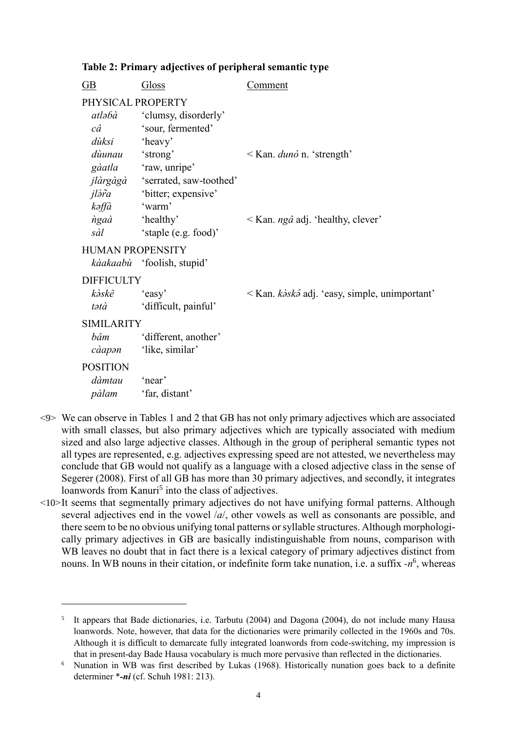**Table 2: Primary adjectives of peripheral semantic type**

| GB | Gloss | Comment |
|---|---|---|
| PHYSICAL PROPERTY | | |
| *atləɓà* | 'clumsy, disorderly' | |
| *câ* | 'sour, fermented' | |
| *dùksi* | 'heavy' | |
| *dùunau* | 'strong' | < Kan. *dunò* n. 'strength' |
| *gàatla* | 'raw, unripe' | |
| *jlàrgàgà* | 'serrated, saw-toothed' | |
| *jlə̀r̃a* | 'bitter; expensive' | |
| *kəffà* | 'warm' | |
| *ǹgaà* | 'healthy' | < Kan. *ngâ* adj. 'healthy, clever' |
| *sàl* | 'staple (e.g. food)' | |
| HUMAN PROPENSITY | | |
| *kàakaabù* | 'foolish, stupid' | |
| DIFFICULTY | | |
| *kə̀skê* | 'easy' | < Kan. *kə̀skə̂* adj. 'easy, simple, unimportant' |
| *tətà* | 'difficult, painful' | |
| SIMILARITY | | |
| *bâm* | 'different, another' | |
| *càapən* | 'like, similar' | |
| POSITION | | |
| *dàmtau* | 'near' | |
| *pàlam* | 'far, distant' | |

<9> We can observe in Tables 1 and 2 that GB has not only primary adjectives which are associated with small classes, but also primary adjectives which are typically associated with medium sized and also large adjective classes. Although in the group of peripheral semantic types not all types are represented, e.g. adjectives expressing speed are not attested, we nevertheless may conclude that GB would not qualify as a language with a closed adjective class in the sense of Segerer (2008). First of all GB has more than 30 primary adjectives, and secondly, it integrates loanwords from Kanuri[5] into the class of adjectives.

<10> It seems that segmentally primary adjectives do not have unifying formal patterns. Although several adjectives end in the vowel /*a*/, other vowels as well as consonants are possible, and there seem to be no obvious unifying tonal patterns or syllable structures. Although morphologically primary adjectives in GB are basically indistinguishable from nouns, comparison with WB leaves no doubt that in fact there is a lexical category of primary adjectives distinct from nouns. In WB nouns in their citation, or indefinite form take nunation, i.e. a suffix -*n*[6], whereas

---

[5] It appears that Bade dictionaries, i.e. Tarbutu (2004) and Dagona (2004), do not include many Hausa loanwords. Note, however, that data for the dictionaries were primarily collected in the 1960s and 70s. Although it is difficult to demarcate fully integrated loanwords from code-switching, my impression is that in present-day Bade Hausa vocabulary is much more pervasive than reflected in the dictionaries.

[6] Nunation in WB was first described by Lukas (1968). Historically nunation goes back to a definite determiner ****-ni*** (cf. Schuh 1981: 213).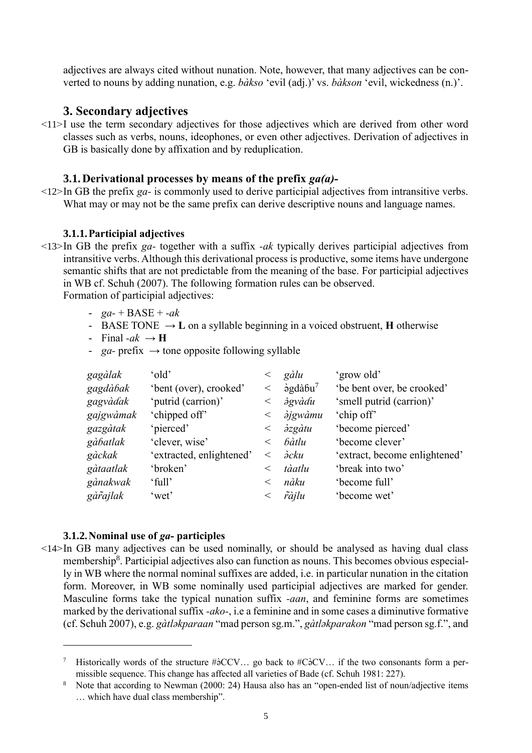adjectives are always cited without nunation. Note, however, that many adjectives can be converted to nouns by adding nunation, e.g. *bàkso* 'evil (adj.)' vs. *bàkson* 'evil, wickedness (n.)'.

## 3. Secondary adjectives

<11>I use the term secondary adjectives for those adjectives which are derived from other word classes such as verbs, nouns, ideophones, or even other adjectives. Derivation of adjectives in GB is basically done by affixation and by reduplication.

### 3.1. Derivational processes by means of the prefix *ga(a)-*

<12>In GB the prefix *ga-* is commonly used to derive participial adjectives from intransitive verbs. What may or may not be the same prefix can derive descriptive nouns and language names.

#### 3.1.1. Participial adjectives

<13>In GB the prefix *ga-* together with a suffix *-ak* typically derives participial adjectives from intransitive verbs. Although this derivational process is productive, some items have undergone semantic shifts that are not predictable from the meaning of the base. For participial adjectives in WB cf. Schuh (2007). The following formation rules can be observed.
Formation of participial adjectives:

- *ga-* + BASE + *-ak*
- BASE TONE → **L** on a syllable beginning in a voiced obstruent, **H** otherwise
- Final *-ak* → **H**
- *ga-* prefix → tone opposite following syllable

| | | | | |
|---|---|---|---|---|
| *gagàlak* | 'old' | < | *gàlu* | 'grow old' |
| *gagdàɓak* | 'bent (over), crooked' | < | ə̀gdàɓu[7] | 'be bent over, be crooked' |
| *gagvàɗak* | 'putrid (carrion)' | < | *ə̀gvàɗu* | 'smell putrid (carrion)' |
| *gajgwàmak* | 'chipped off' | < | *ə̀jgwàmu* | 'chip off' |
| *gazgàtak* | 'pierced' | < | *ə̀zgàtu* | 'become pierced' |
| *gàɓatlak* | 'clever, wise' | < | *ɓàtlu* | 'become clever' |
| *gàckak* | 'extracted, enlightened' | < | *ə̀cku* | 'extract, become enlightened' |
| *gàtaatlak* | 'broken' | < | *tàatlu* | 'break into two' |
| *gànakwak* | 'full' | < | *nàku* | 'become full' |
| *gàr̃ajlak* | 'wet' | < | *r̃àjlu* | 'become wet' |

#### 3.1.2. Nominal use of *ga-* participles

<14>In GB many adjectives can be used nominally, or should be analysed as having dual class membership[8]. Participial adjectives also can function as nouns. This becomes obvious especially in WB where the normal nominal suffixes are added, i.e. in particular nunation in the citation form. Moreover, in WB some nominally used participial adjectives are marked for gender. Masculine forms take the typical nunation suffix *-aan*, and feminine forms are sometimes marked by the derivational suffix *-ako-*, i.e a feminine and in some cases a diminutive formative (cf. Schuh 2007), e.g. *gàtləkparaan* "mad person sg.m.", *gàtləkparakon* "mad person sg.f.", and

---

[7] Historically words of the structure #ə̀CCV… go back to #Cə̀CV… if the two consonants form a permissible sequence. This change has affected all varieties of Bade (cf. Schuh 1981: 227).

[8] Note that according to Newman (2000: 24) Hausa also has an "open-ended list of noun/adjective items … which have dual class membership".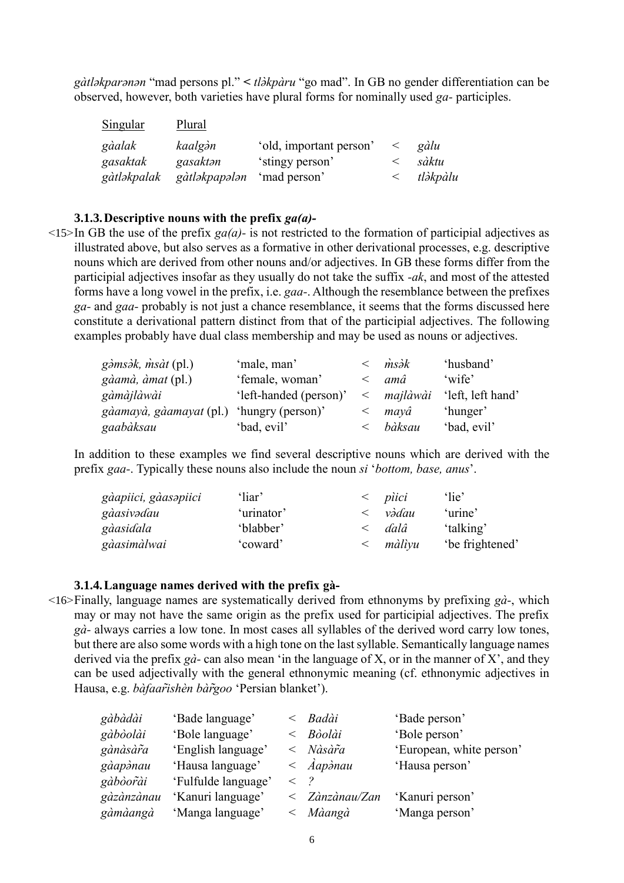*gàtləkparənən* "mad persons pl." < *tlə̀kpàru* "go mad". In GB no gender differentiation can be observed, however, both varieties have plural forms for nominally used *ga-* participles.

| Singular | Plural | | | |
|---|---|---|---|---|
| *gàalak* | *kaalgə̀n* | 'old, important person' | < | *gàlu* |
| *gasaktak* | *gasaktən* | 'stingy person' | < | *sàktu* |
| *gàtləkpalak* | *gàtləkpapələn* | 'mad person' | < | *tlə̀kpàlu* |

### 3.1.3. Descriptive nouns with the prefix *ga(a)-*

<15> In GB the use of the prefix *ga(a)-* is not restricted to the formation of participial adjectives as illustrated above, but also serves as a formative in other derivational processes, e.g. descriptive nouns which are derived from other nouns and/or adjectives. In GB these forms differ from the participial adjectives insofar as they usually do not take the suffix *-ak*, and most of the attested forms have a long vowel in the prefix, i.e. *gaa-*. Although the resemblance between the prefixes *ga-* and *gaa-* probably is not just a chance resemblance, it seems that the forms discussed here constitute a derivational pattern distinct from that of the participial adjectives. The following examples probably have dual class membership and may be used as nouns or adjectives.

| | | | | |
|---|---|---|---|---|
| *gə̀msə̀k, m̀sàt* (pl.) | 'male, man' | < | *m̀sə̀k* | 'husband' |
| *gàamà, àmat* (pl.) | 'female, woman' | < | *amâ* | 'wife' |
| *gàmàjlàwài* | 'left-handed (person)' | < | *majlàwài* | 'left, left hand' |
| *gàamayà, gàamayat* (pl.) | 'hungry (person)' | < | *mayâ* | 'hunger' |
| *gaabàksau* | 'bad, evil' | < | *bàksau* | 'bad, evil' |

In addition to these examples we find several descriptive nouns which are derived with the prefix *gaa-*. Typically these nouns also include the noun *si* '*bottom, base, anus*'.

| | | | | |
|---|---|---|---|---|
| *gàapiici, gàasəpiici* | 'liar' | < | *pìici* | 'lie' |
| *gàasivəɗau* | 'urinator' | < | *və̀ɗau* | 'urine' |
| *gàasiɗala* | 'blabber' | < | *ɗalâ* | 'talking' |
| *gàasimàlwai* | 'coward' | < | *màlìyu* | 'be frightened' |

### 3.1.4. Language names derived with the prefix gà-

<16> Finally, language names are systematically derived from ethnonyms by prefixing *gà-*, which may or may not have the same origin as the prefix used for participial adjectives. The prefix *gà-* always carries a low tone. In most cases all syllables of the derived word carry low tones, but there are also some words with a high tone on the last syllable. Semantically language names derived via the prefix *gà-* can also mean 'in the language of X, or in the manner of X', and they can be used adjectivally with the general ethnonymic meaning (cf. ethnonymic adjectives in Hausa, e.g. *bàfaar̃ishèn bàr̃goo* 'Persian blanket').

| | | | | |
|---|---|---|---|---|
| *gàbàdài* | 'Bade language' | < | *Badài* | 'Bade person' |
| *gàbòolài* | 'Bole language' | < | *Bòolài* | 'Bole person' |
| *gànàsàr̃a* | 'English language' | < | *Nàsàr̃a* | 'European, white person' |
| *gàapə̀nau* | 'Hausa language' | < | *Ȁapə̀nau* | 'Hausa person' |
| *gàbòor̃ài* | 'Fulfulde language' | < | ? | |
| *gàzànzànau* | 'Kanuri language' | < | *Zànzànau/Zan* | 'Kanuri person' |
| *gàmàangà* | 'Manga language' | < | *Màangà* | 'Manga person' |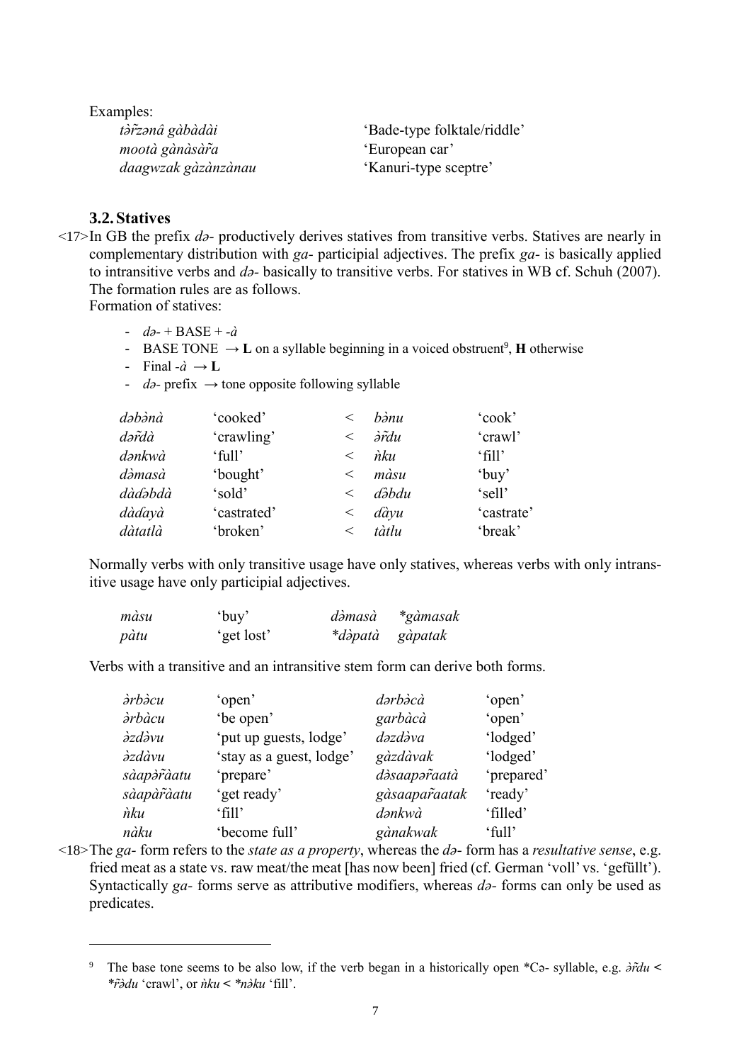Examples:

| | |
|---|---|
| *tə̀r̃zənâ gàbàdài* | 'Bade-type folktale/riddle' |
| *mootà gànàsàr̃a* | 'European car' |
| *daagwzak gàzànzànau* | 'Kanuri-type sceptre' |

## 3.2. Statives

<17>In GB the prefix *də-* productively derives statives from transitive verbs. Statives are nearly in complementary distribution with *ga-* participial adjectives. The prefix *ga-* is basically applied to intransitive verbs and *də-* basically to transitive verbs. For statives in WB cf. Schuh (2007). The formation rules are as follows.

Formation of statives:

- *də-* + BASE + *-à*
- BASE TONE → **L** on a syllable beginning in a voiced obstruent[9], **H** otherwise
- Final *-à* → **L**
- *də-* prefix → tone opposite following syllable

| | | | | |
|---|---|---|---|---|
| *dəbə̀nà* | 'cooked' | < | *bə̀nu* | 'cook' |
| *dər̃dà* | 'crawling' | < | *ə̀r̃du* | 'crawl' |
| *dənkwà* | 'full' | < | *ǹku* | 'fill' |
| *də̀masà* | 'bought' | < | *màsu* | 'buy' |
| *dàdəbdà* | 'sold' | < | *də̀bdu* | 'sell' |
| *dàɗayà* | 'castrated' | < | *ɗàyu* | 'castrate' |
| *dàtatlà* | 'broken' | < | *tàtlu* | 'break' |

Normally verbs with only transitive usage have only statives, whereas verbs with only intransitive usage have only participial adjectives.

| | | | |
|---|---|---|---|
| *màsu* | 'buy' | *də̀masà* | *\*gàmasak* |
| *pàtu* | 'get lost' | *\*də̀patà* | *gàpatak* |

Verbs with a transitive and an intransitive stem form can derive both forms.

| | | | |
|---|---|---|---|
| *ə̀rbə̀cu* | 'open' | *dərbə̀cà* | 'open' |
| *ə̀rbàcu* | 'be open' | *garbàcà* | 'open' |
| *ə̀zdə̀vu* | 'put up guests, lodge' | *dəzdə̀va* | 'lodged' |
| *ə̀zdàvu* | 'stay as a guest, lodge' | *gàzdàvak* | 'lodged' |
| *sàapə̀r̃àatu* | 'prepare' | *də̀saapər̃aatà* | 'prepared' |
| *sàapàr̃àatu* | 'get ready' | *gàsaapar̃aatak* | 'ready' |
| *ǹku* | 'fill' | *dənkwà* | 'filled' |
| *nàku* | 'become full' | *gànakwak* | 'full' |

<18>The *ga-* form refers to the *state as a property*, whereas the *də-* form has a *resultative sense*, e.g. fried meat as a state vs. raw meat/the meat [has now been] fried (cf. German 'voll' vs. 'gefüllt'). Syntactically *ga-* forms serve as attributive modifiers, whereas *də-* forms can only be used as predicates.

---

[9] The base tone seems to be also low, if the verb began in a historically open \*Cə- syllable, e.g. *ə̀r̃du* < *\*r̃ə̀du* 'crawl', or *ǹku* < *\*nə̀ku* 'fill'.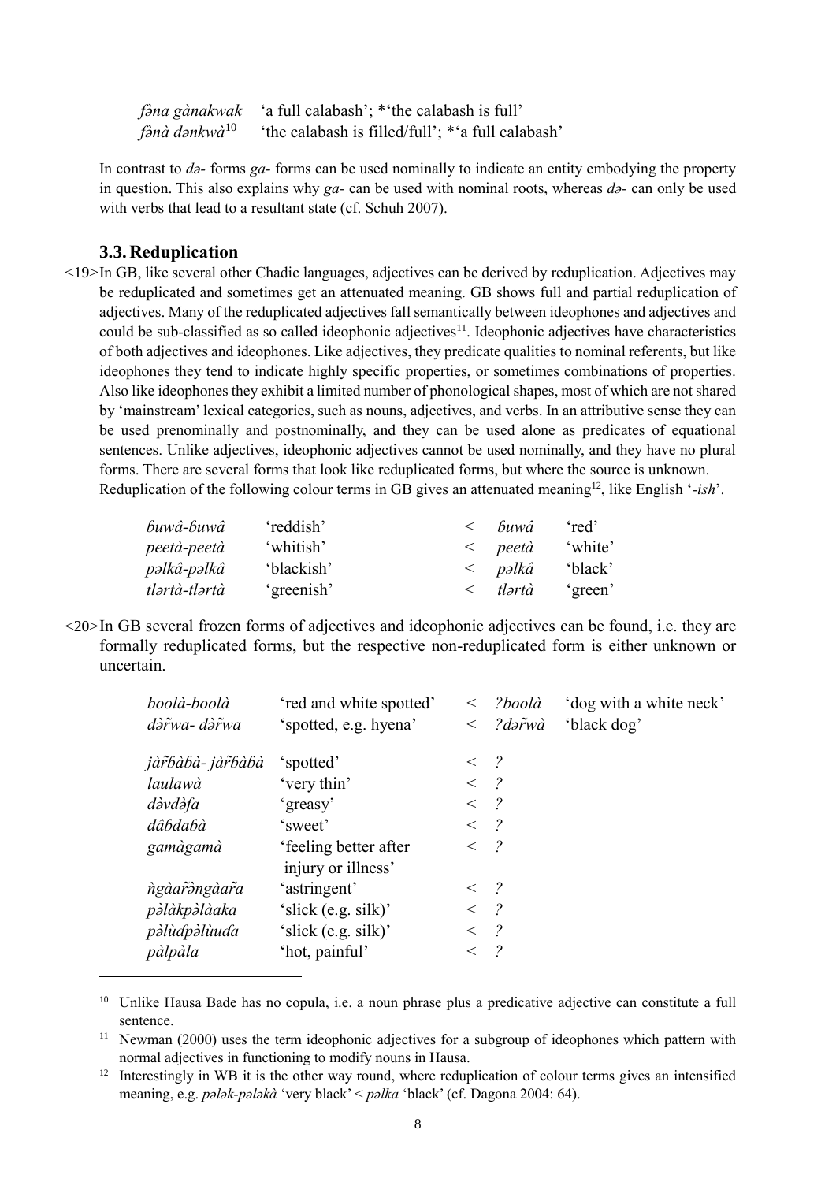| | |
|---|---|
| *fəna gànakwak* | 'a full calabash'; \*'the calabash is full' |
| *fənà dənkwà*[10] | 'the calabash is filled/full'; \*'a full calabash' |

In contrast to *də-* forms *ga-* forms can be used nominally to indicate an entity embodying the property in question. This also explains why *ga-* can be used with nominal roots, whereas *də-* can only be used with verbs that lead to a resultant state (cf. Schuh 2007).

### 3.3. Reduplication

<19> In GB, like several other Chadic languages, adjectives can be derived by reduplication. Adjectives may be reduplicated and sometimes get an attenuated meaning. GB shows full and partial reduplication of adjectives. Many of the reduplicated adjectives fall semantically between ideophones and adjectives and could be sub-classified as so called ideophonic adjectives[11]. Ideophonic adjectives have characteristics of both adjectives and ideophones. Like adjectives, they predicate qualities to nominal referents, but like ideophones they tend to indicate highly specific properties, or sometimes combinations of properties. Also like ideophones they exhibit a limited number of phonological shapes, most of which are not shared by 'mainstream' lexical categories, such as nouns, adjectives, and verbs. In an attributive sense they can be used prenominally and postnominally, and they can be used alone as predicates of equational sentences. Unlike adjectives, ideophonic adjectives cannot be used nominally, and they have no plural forms. There are several forms that look like reduplicated forms, but where the source is unknown. Reduplication of the following colour terms in GB gives an attenuated meaning[12], like English '*-ish*'.

| | | | | |
|---|---|---|---|---|
| *ɓuwâ-ɓuwâ* | 'reddish' | < | *ɓuwâ* | 'red' |
| *peetà-peetà* | 'whitish' | < | *peetà* | 'white' |
| *pəlkâ-pəlkâ* | 'blackish' | < | *pəlkâ* | 'black' |
| *tlərtà-tlərtà* | 'greenish' | < | *tlərtà* | 'green' |

<20> In GB several frozen forms of adjectives and ideophonic adjectives can be found, i.e. they are formally reduplicated forms, but the respective non-reduplicated form is either unknown or uncertain.

| | | | | |
|---|---|---|---|---|
| *boolà-boolà* | 'red and white spotted' | < | *?boolà* | 'dog with a white neck' |
| *də̀r̃wa- də̀r̃wa* | 'spotted, e.g. hyena' | < | *?dər̃wà* | 'black dog' |
| *jàr̃ɓàɓà- jàr̃ɓàɓà* | 'spotted' | < | *?* | |
| *laulawà* | 'very thin' | < | *?* | |
| *də̀vdəfa* | 'greasy' | < | *?* | |
| *dâɓdaɓà* | 'sweet' | < | *?* | |
| *gamàgamà* | 'feeling better after injury or illness' | < | *?* | |
| *ǹgàar̃əngàar̃a* | 'astringent' | < | *?* | |
| *pəlàkpəlàaka* | 'slick (e.g. silk)' | < | *?* | |
| *pəlùdpəlùuda* | 'slick (e.g. silk)' | < | *?* | |
| *pàlpàla* | 'hot, painful' | < | *?* | |

[10] Unlike Hausa Bade has no copula, i.e. a noun phrase plus a predicative adjective can constitute a full sentence.

[11] Newman (2000) uses the term ideophonic adjectives for a subgroup of ideophones which pattern with normal adjectives in functioning to modify nouns in Hausa.

[12] Interestingly in WB it is the other way round, where reduplication of colour terms gives an intensified meaning, e.g. *pələk-pələkà* 'very black' < *pəlka* 'black' (cf. Dagona 2004: 64).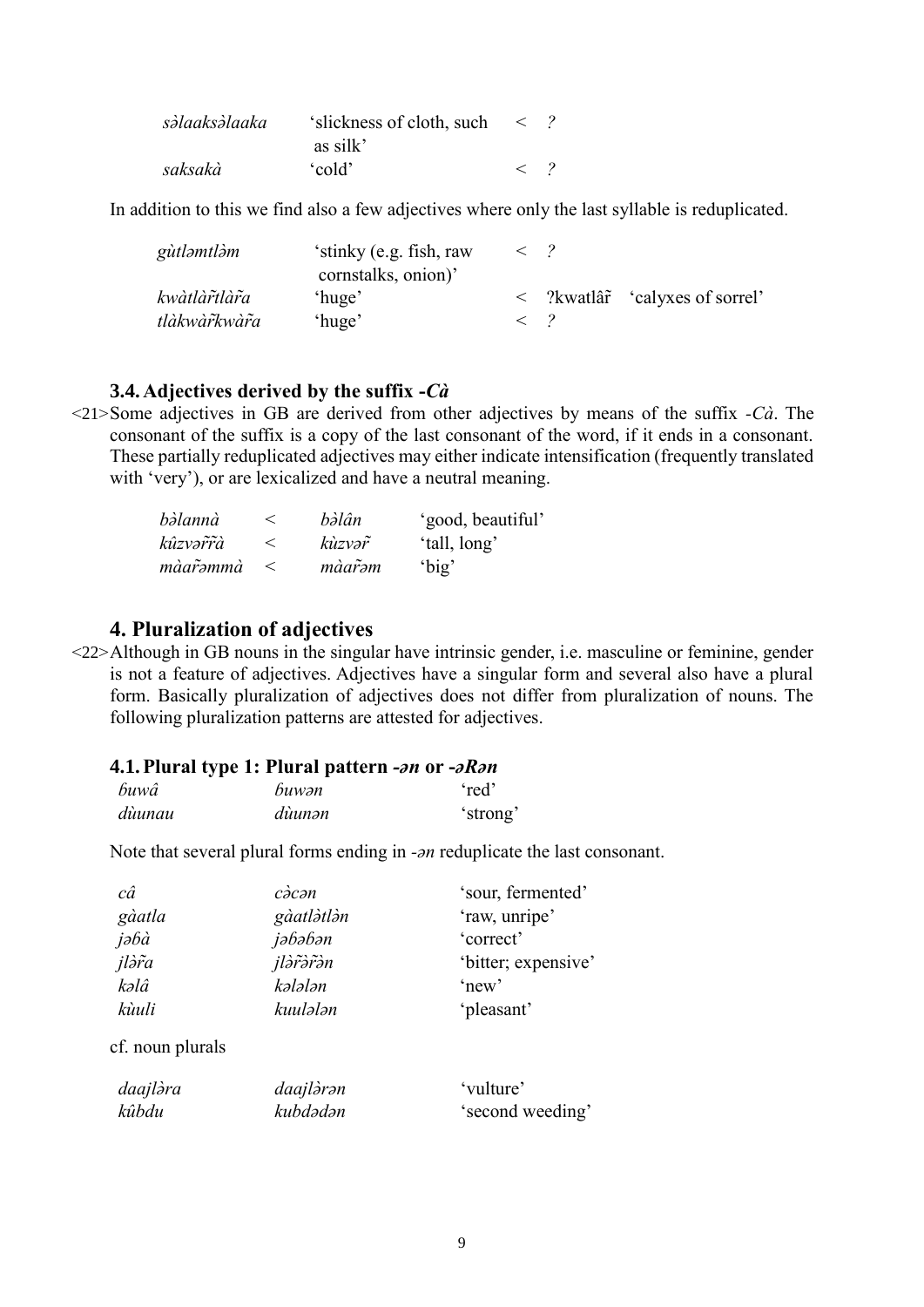| | | | |
|---|---|---|---|
| *səlaaksəlaaka* | 'slickness of cloth, such as silk' | < | ? |
| *saksakà* | 'cold' | < | ? |

In addition to this we find also a few adjectives where only the last syllable is reduplicated.

| | | | | |
|---|---|---|---|---|
| *gùtləmtləm* | 'stinky (e.g. fish, raw cornstalks, onion)' | < | ? | |
| *kwàtlàr̃tlàr̃a* | 'huge' | < | ?kwatlâr̃ | 'calyxes of sorrel' |
| *tlàkwàr̃kwàr̃a* | 'huge' | < | ? | |

### 3.4. Adjectives derived by the suffix -*Cà*

<21> Some adjectives in GB are derived from other adjectives by means of the suffix -*Cà*. The consonant of the suffix is a copy of the last consonant of the word, if it ends in a consonant. These partially reduplicated adjectives may either indicate intensification (frequently translated with 'very'), or are lexicalized and have a neutral meaning.

| | | | |
|---|---|---|---|
| *bəlannà* | < | *bəlân* | 'good, beautiful' |
| *kûzvər̃r̃à* | < | *kùzvər̃* | 'tall, long' |
| *màar̃əmmà* | < | *màar̃əm* | 'big' |

## 4. Pluralization of adjectives

<22> Although in GB nouns in the singular have intrinsic gender, i.e. masculine or feminine, gender is not a feature of adjectives. Adjectives have a singular form and several also have a plural form. Basically pluralization of adjectives does not differ from pluralization of nouns. The following pluralization patterns are attested for adjectives.

### 4.1. Plural type 1: Plural pattern -*ən* or -*əRən*

| | | |
|---|---|---|
| *ɓuwâ* | *ɓuwən* | 'red' |
| *dùunau* | *dùunən* | 'strong' |

Note that several plural forms ending in -*ən* reduplicate the last consonant.

| | | |
|---|---|---|
| *câ* | *càcən* | 'sour, fermented' |
| *gàatla* | *gàatlàtlən* | 'raw, unripe' |
| *jəɓà* | *jəɓəɓən* | 'correct' |
| *jlər̃a* | *jlər̃ər̃ən* | 'bitter; expensive' |
| *kəlâ* | *kələlən* | 'new' |
| *kùuli* | *kuuləlan* | 'pleasant' |

cf. noun plurals

| | | |
|---|---|---|
| *daajləra* | *daajlərən* | 'vulture' |
| *kûbdu* | *kubdədən* | 'second weeding' |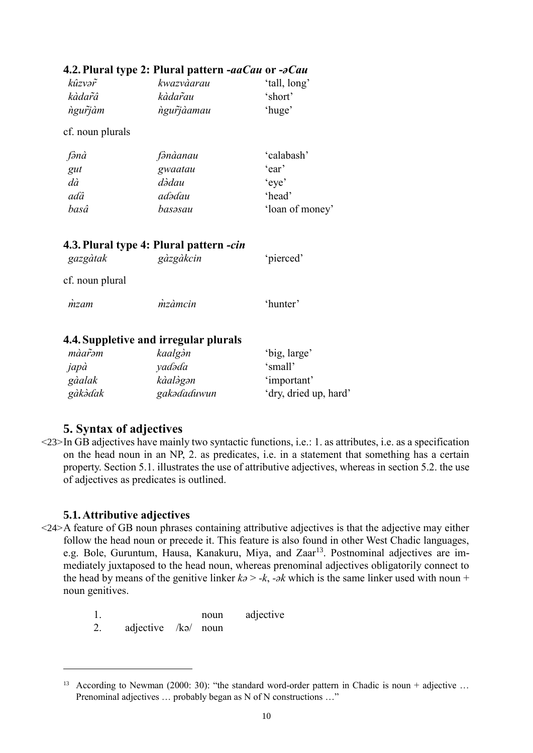### 4.2. Plural type 2: Plural pattern *-aaCau* or *-əCau*

| | | |
|---|---|---|
| *kûzvər̃* | *kwazvàarau* | 'tall, long' |
| *kàdar̃â* | *kàdar̃au* | 'short' |
| *ǹgur̃jàm* | *ǹgur̃jàamau* | 'huge' |

cf. noun plurals

| | | |
|---|---|---|
| *fənà* | *fənàanau* | 'calabash' |
| *gut* | *gwaatau* | 'ear' |
| *dà* | *dədau* | 'eye' |
| *aɗâ* | *aɗəɗau* | 'head' |
| *basâ* | *basəsau* | 'loan of money' |

### 4.3. Plural type 4: Plural pattern *-cin*

| | | |
|---|---|---|
| *gazgàtak* | *gàzgàkcin* | 'pierced' |

cf. noun plural

| | | |
|---|---|---|
| *m̀zam* | *m̀zàmcin* | 'hunter' |

### 4.4. Suppletive and irregular plurals

| | | |
|---|---|---|
| *màar̃əm* | *kaalgàn* | 'big, large' |
| *japà* | *yaɗəɗa* | 'small' |
| *gàalak* | *kàalàgən* | 'important' |
| *gàkàɗak* | *gakəɗaɗuwun* | 'dry, dried up, hard' |

## 5. Syntax of adjectives

<23> In GB adjectives have mainly two syntactic functions, i.e.: 1. as attributes, i.e. as a specification on the head noun in an NP, 2. as predicates, i.e. in a statement that something has a certain property. Section 5.1. illustrates the use of attributive adjectives, whereas in section 5.2. the use of adjectives as predicates is outlined.

### 5.1. Attributive adjectives

<24> A feature of GB noun phrases containing attributive adjectives is that the adjective may either follow the head noun or precede it. This feature is also found in other West Chadic languages, e.g. Bole, Guruntum, Hausa, Kanakuru, Miya, and Zaar[13]. Postnominal adjectives are immediately juxtaposed to the head noun, whereas prenominal adjectives obligatorily connect to the head by means of the genitive linker *kə* > *-k*, *-ək* which is the same linker used with noun + noun genitives.

| | | | | |
|---|---|---|---|---|
| 1. | | | noun | adjective |
| 2. | adjective | /kə/ | noun | |

---

[13] According to Newman (2000: 30): "the standard word-order pattern in Chadic is noun + adjective … Prenominal adjectives … probably began as N of N constructions …"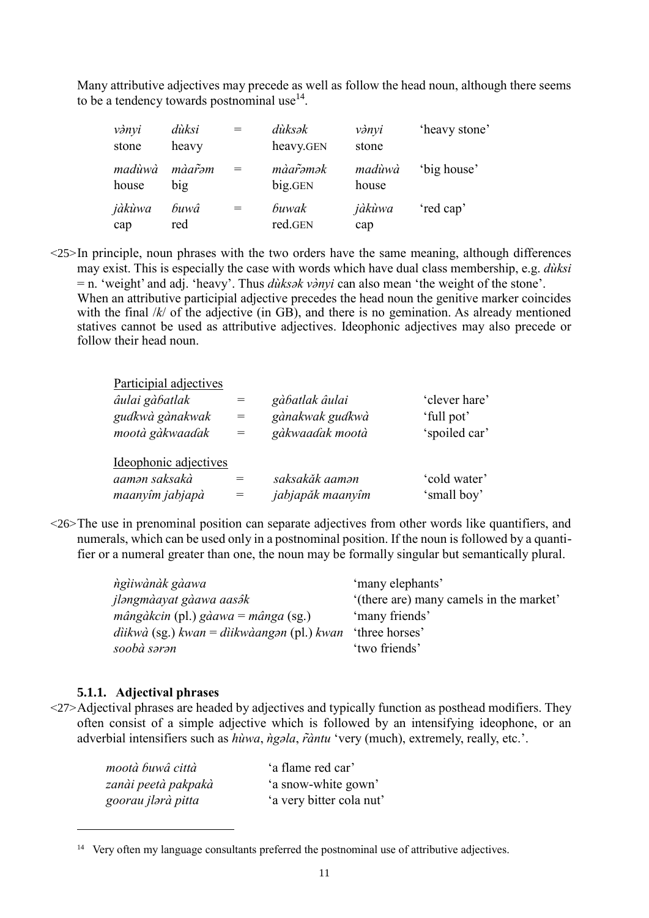Many attributive adjectives may precede as well as follow the head noun, although there seems to be a tendency towards postnominal use[14].

| | | | | | |
|---|---|---|---|---|---|
| *vənyi* stone | *dùksi* heavy | = | *dùksək* heavy.GEN | *vənyi* stone | 'heavy stone' |
| *madùwà* house | *màar̃əm* big | = | *màar̃əmək* big.GEN | *madùwà* house | 'big house' |
| *jàkùwa* cap | *ɓuwâ* red | = | *ɓuwak* red.GEN | *jàkùwa* cap | 'red cap' |

<25>In principle, noun phrases with the two orders have the same meaning, although differences may exist. This is especially the case with words which have dual class membership, e.g. *dùksi* = n. 'weight' and adj. 'heavy'. Thus *dùksək vənyi* can also mean 'the weight of the stone'. When an attributive participial adjective precedes the head noun the genitive marker coincides with the final /*k*/ of the adjective (in GB), and there is no gemination. As already mentioned statives cannot be used as attributive adjectives. Ideophonic adjectives may also precede or follow their head noun.

Participial adjectives

| | | | |
|---|---|---|---|
| *âulai gàɓatlak* | = | *gàɓatlak âulai* | 'clever hare' |
| *gudkwà gànakwak* | = | *gànakwak gudkwà* | 'full pot' |
| *mootà gàkwaadak* | = | *gàkwaadak mootà* | 'spoiled car' |

Ideophonic adjectives

| | | | |
|---|---|---|---|
| *aamən saksakà* | = | *saksakǎk aamən* | 'cold water' |
| *maanyîm jabjapà* | = | *jabjapǎk maanyîm* | 'small boy' |

<26>The use in prenominal position can separate adjectives from other words like quantifiers, and numerals, which can be used only in a postnominal position. If the noun is followed by a quantifier or a numeral greater than one, the noun may be formally singular but semantically plural.

| | |
|---|---|
| *ǹgìiwànàk gàawa* | 'many elephants' |
| *jləngmàayat gàawa aasə̂k* | '(there are) many camels in the market' |
| *mângàkcin* (pl.) *gàawa* = *mânga* (sg.) | 'many friends' |
| *dìikwà* (sg.) *kwan* = *dìikwàangən* (pl.) *kwan* | 'three horses' |
| *soobà sərən* | 'two friends' |

#### 5.1.1. Adjectival phrases

<27>Adjectival phrases are headed by adjectives and typically function as posthead modifiers. They often consist of a simple adjective which is followed by an intensifying ideophone, or an adverbial intensifiers such as *hùwa*, *ǹgəla*, *r̃àntu* 'very (much), extremely, really, etc.'.

| | |
|---|---|
| *mootà ɓuwâ città* | 'a flame red car' |
| *zanài peetà pakpakà* | 'a snow-white gown' |
| *goorau jlərà pitta* | 'a very bitter cola nut' |

[14] Very often my language consultants preferred the postnominal use of attributive adjectives.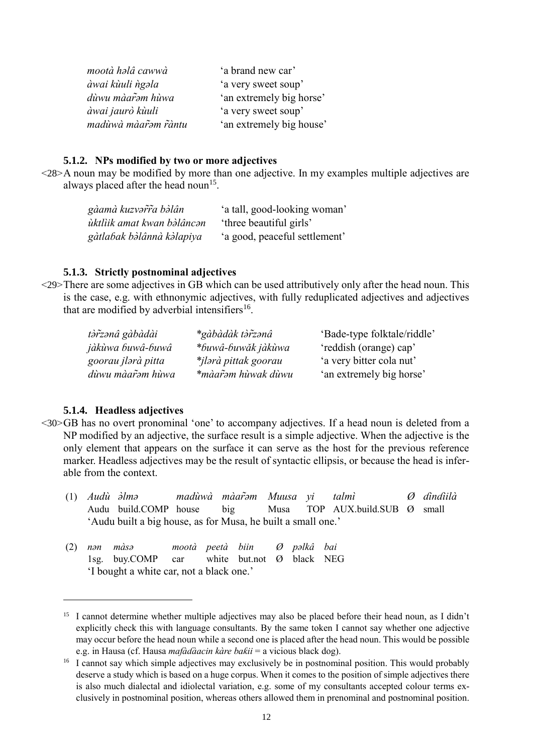| | |
|---|---|
| *mootà həlâ cawwà* | 'a brand new car' |
| *àwai kùuli ǹgəla* | 'a very sweet soup' |
| *dùwu màar̃əm hùwa* | 'an extremely big horse' |
| *àwai jaurò kùuli* | 'a very sweet soup' |
| *madùwà màar̃əm r̃àntu* | 'an extremely big house' |

### 5.1.2. NPs modified by two or more adjectives

<28>A noun may be modified by more than one adjective. In my examples multiple adjectives are always placed after the head noun[15].

| | |
|---|---|
| *gàamà kuzvər̃r̃a bəlân* | 'a tall, good-looking woman' |
| *ùktlìik amat kwan bəlâncən* | 'three beautiful girls' |
| *gàtlaɓak bəlânnà kəlapiya* | 'a good, peaceful settlement' |

### 5.1.3. Strictly postnominal adjectives

<29>There are some adjectives in GB which can be used attributively only after the head noun. This is the case, e.g. with ethnonymic adjectives, with fully reduplicated adjectives and adjectives that are modified by adverbial intensifiers[16].

| | | |
|---|---|---|
| *tər̃zənâ gàbàdài* | **gàbàdàk tər̃zənâ* | 'Bade-type folktale/riddle' |
| *jàkùwa ɓuwâ-ɓuwâ* | **ɓuwâ-ɓuwăk jàkùwa* | 'reddish (orange) cap' |
| *goorau jlərà pitta* | **jlərà pittak goorau* | 'a very bitter cola nut' |
| *dùwu màar̃əm hùwa* | **màar̃əm hùwak dùwu* | 'an extremely big horse' |

### 5.1.4. Headless adjectives

<30>GB has no overt pronominal 'one' to accompany adjectives. If a head noun is deleted from a NP modified by an adjective, the surface result is a simple adjective. When the adjective is the only element that appears on the surface it can serve as the host for the previous reference marker. Headless adjectives may be the result of syntactic ellipsis, or because the head is inferable from the context.

(1) *Audù əlmə madùwà màar̃əm Muusa yi talmì Ø dìndìilà*
Audu build.COMP house big Musa TOP AUX.build.SUB Ø small
'Audu built a big house, as for Musa, he built a small one.'

(2) *nən màsə mootà peetà biin Ø pəlkâ bai*
1sg. buy.COMP car white but.not Ø black NEG
'I bought a white car, not a black one.'

---

[15] I cannot determine whether multiple adjectives may also be placed before their head noun, as I didn't explicitly check this with language consultants. By the same token I cannot say whether one adjective may occur before the head noun while a second one is placed after the head noun. This would be possible e.g. in Hausa (cf. Hausa *mafàdàacin kàre bakii* = a vicious black dog).

[16] I cannot say which simple adjectives may exclusively be in postnominal position. This would probably deserve a study which is based on a huge corpus. When it comes to the position of simple adjectives there is also much dialectal and idiolectal variation, e.g. some of my consultants accepted colour terms exclusively in postnominal position, whereas others allowed them in prenominal and postnominal position.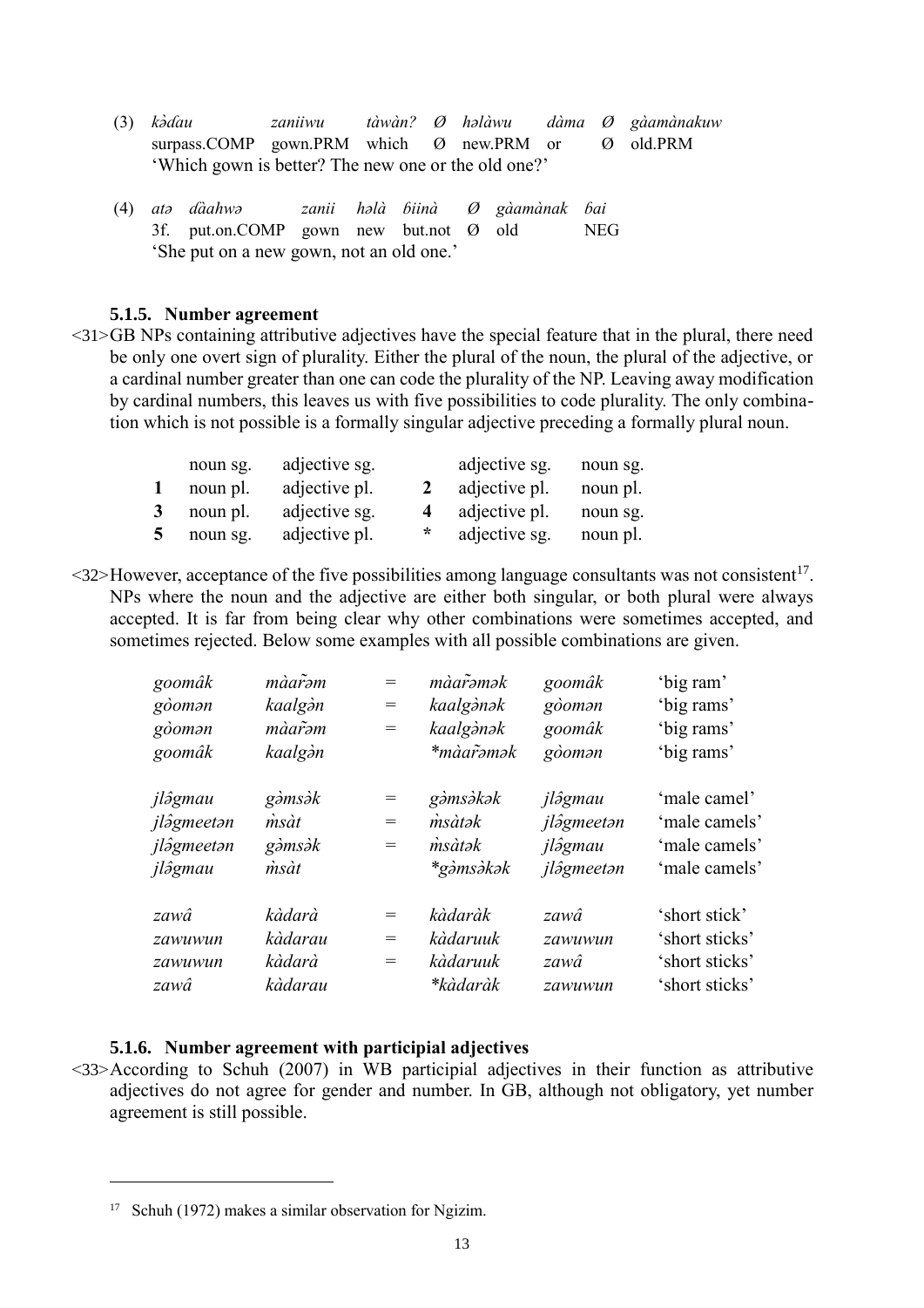(3) *kə̀ɗau* zaniiwu *tàwàn?* Ø *həlàwu* *dàma* Ø *gàamànakuw*
surpass.COMP gown.PRM which Ø new.PRM or Ø old.PRM
'Which gown is better? The new one or the old one?'

(4) *atə* *dàahwə* *zanii* *həlà* *ɓiinà* Ø *gàamànak* *ɓai*
3f. put.on.COMP gown new but.not Ø old NEG
'She put on a new gown, not an old one.'

### 5.1.5. Number agreement

<31>GB NPs containing attributive adjectives have the special feature that in the plural, there need be only one overt sign of plurality. Either the plural of the noun, the plural of the adjective, or a cardinal number greater than one can code the plurality of the NP. Leaving away modification by cardinal numbers, this leaves us with five possibilities to code plurality. The only combination which is not possible is a formally singular adjective preceding a formally plural noun.

| | | | | | |
|---|---|---|---|---|---|
| | noun sg. | adjective sg. | | adjective sg. | noun sg. |
| **1** | noun pl. | adjective pl. | **2** | adjective pl. | noun pl. |
| **3** | noun pl. | adjective sg. | **4** | adjective pl. | noun sg. |
| **5** | noun sg. | adjective pl. | * | adjective sg. | noun pl. |

<32>However, acceptance of the five possibilities among language consultants was not consistent[17]. NPs where the noun and the adjective are either both singular, or both plural were always accepted. It is far from being clear why other combinations were sometimes accepted, and sometimes rejected. Below some examples with all possible combinations are given.

| | | | | | |
|---|---|---|---|---|---|
| *goomâk* | *màar̃əm* | = | *màar̃əmək* | *goomâk* | 'big ram' |
| *gòomən* | *kaalgə̀n* | = | *kaalgə̀nək* | *gòomən* | 'big rams' |
| *gòomən* | *màar̃əm* | = | *kaalgə̀nək* | *goomâk* | 'big rams' |
| *goomâk* | *kaalgə̀n* | | *\*màar̃əmək* | *gòomən* | 'big rams' |
| | | | | | |
| *jlə̂gmau* | *gə̀msə̀k* | = | *gə̀msə̀kək* | *jlə̂gmau* | 'male camel' |
| *jlə̂gmeetən* | *m̀sàt* | = | *m̀sàtək* | *jlə̂gmeetən* | 'male camels' |
| *jlə̂gmeetən* | *gə̀msə̀k* | = | *m̀sàtək* | *jlə̂gmau* | 'male camels' |
| *jlə̂gmau* | *m̀sàt* | | *\*gə̀msə̀kək* | *jlə̂gmeetən* | 'male camels' |
| | | | | | |
| *zawâ* | *kàdarà* | = | *kàdaràk* | *zawâ* | 'short stick' |
| *zawuwun* | *kàdarau* | = | *kàdaruuk* | *zawuwun* | 'short sticks' |
| *zawuwun* | *kàdarà* | = | *kàdaruuk* | *zawâ* | 'short sticks' |
| *zawâ* | *kàdarau* | | *\*kàdaràk* | *zawuwun* | 'short sticks' |

### 5.1.6. Number agreement with participial adjectives

<33>According to Schuh (2007) in WB participial adjectives in their function as attributive adjectives do not agree for gender and number. In GB, although not obligatory, yet number agreement is still possible.

---

[17] Schuh (1972) makes a similar observation for Ngizim.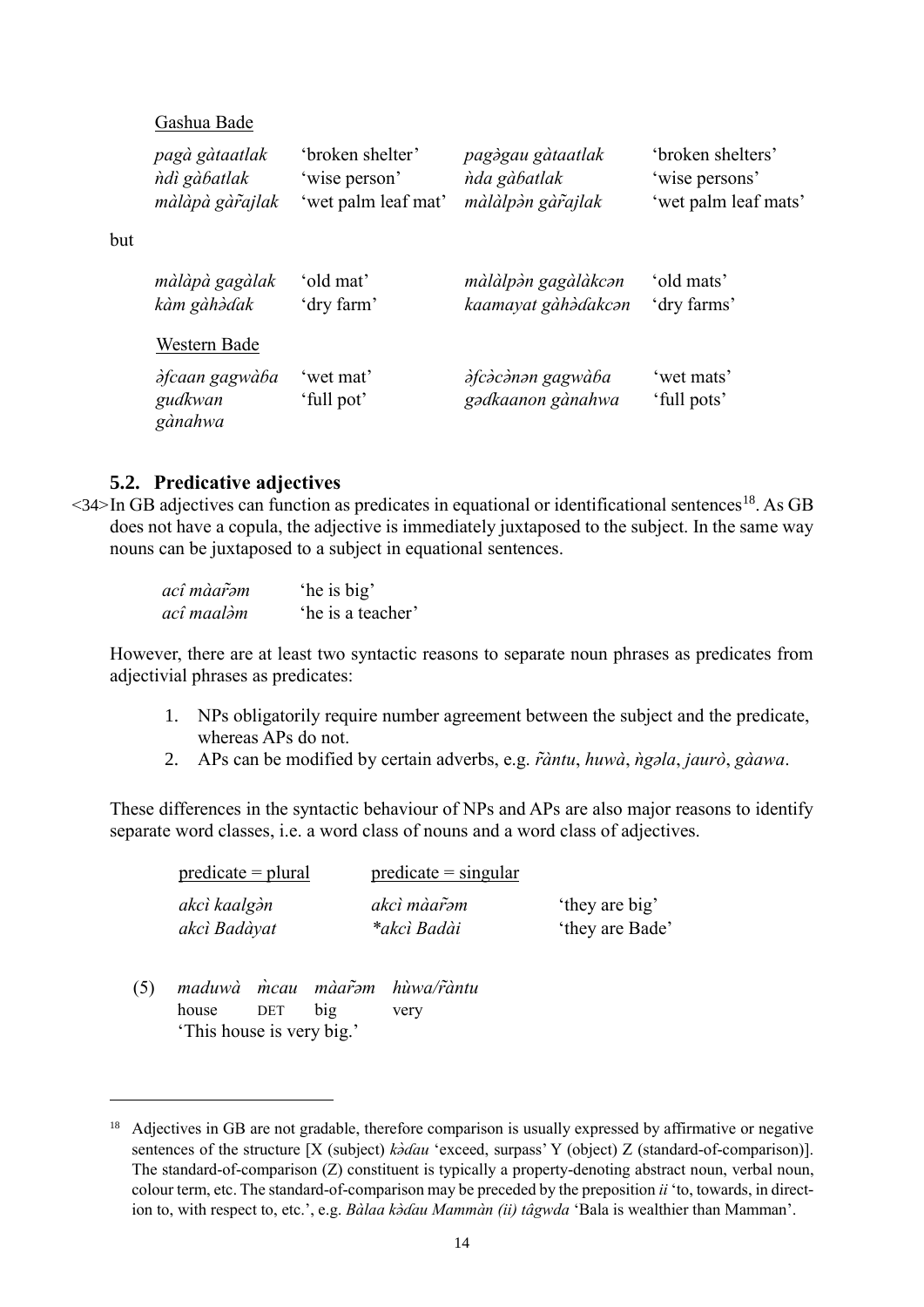Gashua Bade

| | | | |
|---|---|---|---|
| *pagà gàtaatlak* | 'broken shelter' | *pagəgau gàtaatlak* | 'broken shelters' |
| *ǹdì gàɓatlak* | 'wise person' | *ǹda gàɓatlak* | 'wise persons' |
| *màlàpà gàr̃ajlak* | 'wet palm leaf mat' | *màlàlpən gàr̃ajlak* | 'wet palm leaf mats' |

but

| | | | |
|---|---|---|---|
| *màlàpà gagàlak* | 'old mat' | *màlàlpən gagàlàkcən* | 'old mats' |
| *kàm gàhəɗak* | 'dry farm' | *kaamayat gàhəɗakcən* | 'dry farms' |

Western Bade

| | | | |
|---|---|---|---|
| *əfcaan gagwàɓa* | 'wet mat' | *əfcəcənən gagwàɓa* | 'wet mats' |
| *guɗkwan gànahwa* | 'full pot' | *gəɗkaanon gànahwa* | 'full pots' |

## 5.2. Predicative adjectives

<34>In GB adjectives can function as predicates in equational or identificational sentences[18]. As GB does not have a copula, the adjective is immediately juxtaposed to the subject. In the same way nouns can be juxtaposed to a subject in equational sentences.

| | |
|---|---|
| *acî màar̃əm* | 'he is big' |
| *acî maaləm* | 'he is a teacher' |

However, there are at least two syntactic reasons to separate noun phrases as predicates from adjectivial phrases as predicates:

1. NPs obligatorily require number agreement between the subject and the predicate, whereas APs do not.
2. APs can be modified by certain adverbs, e.g. *r̃àntu*, *huwà*, *ǹgəla*, *jaurò*, *gàawa*.

These differences in the syntactic behaviour of NPs and APs are also major reasons to identify separate word classes, i.e. a word class of nouns and a word class of adjectives.

| predicate = plural | predicate = singular | |
|---|---|---|
| *akcì kaalgən* | *akcì màar̃əm* | 'they are big' |
| *akcì Badàyat* | *\*akcì Badài* | 'they are Bade' |

(5) *maduwà m̀cau màar̃əm hùwa/r̃àntu*
house DET big very
'This house is very big.'

---

[18] Adjectives in GB are not gradable, therefore comparison is usually expressed by affirmative or negative sentences of the structure [X (subject) *kəɗau* 'exceed, surpass' Y (object) Z (standard-of-comparison)]. The standard-of-comparison (Z) constituent is typically a property-denoting abstract noun, verbal noun, colour term, etc. The standard-of-comparison may be preceded by the preposition *ii* 'to, towards, in direction to, with respect to, etc.', e.g. *Bàlaa kəɗau Mammàn (ii) tâgwda* 'Bala is wealthier than Mamman'.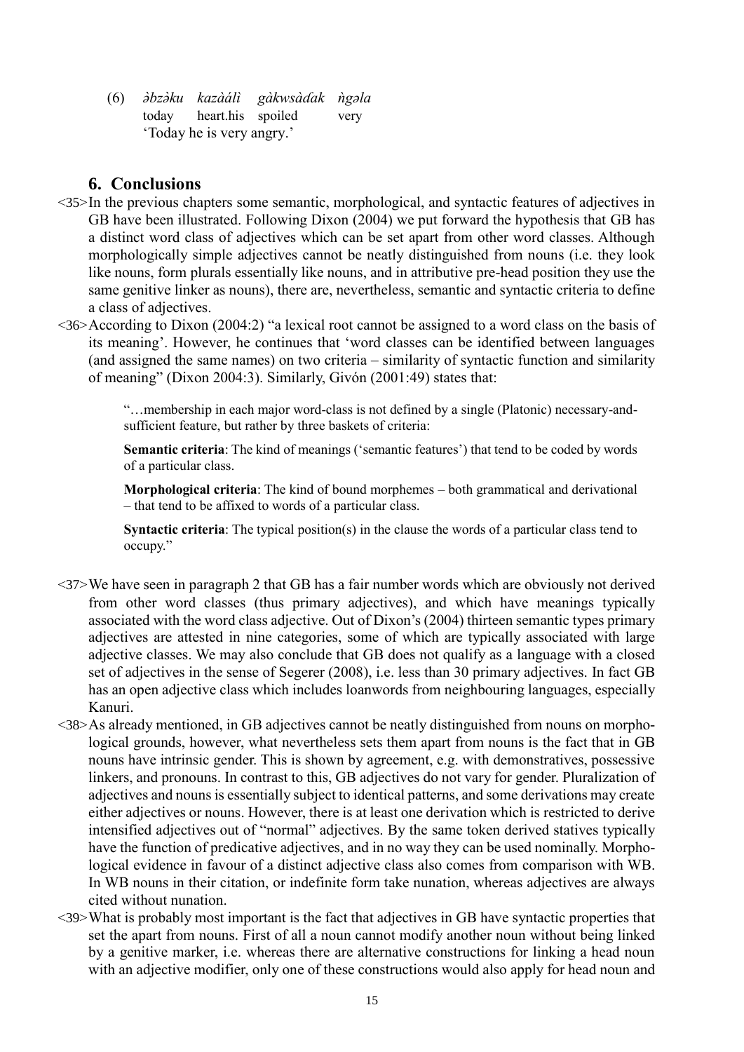(6) *əbzəku kazàálì gàkwsàɗak ǹgəla*
today heart.his spoiled very
'Today he is very angry.'

## 6. Conclusions

<35>In the previous chapters some semantic, morphological, and syntactic features of adjectives in GB have been illustrated. Following Dixon (2004) we put forward the hypothesis that GB has a distinct word class of adjectives which can be set apart from other word classes. Although morphologically simple adjectives cannot be neatly distinguished from nouns (i.e. they look like nouns, form plurals essentially like nouns, and in attributive pre-head position they use the same genitive linker as nouns), there are, nevertheless, semantic and syntactic criteria to define a class of adjectives.

<36>According to Dixon (2004:2) "a lexical root cannot be assigned to a word class on the basis of its meaning'. However, he continues that 'word classes can be identified between languages (and assigned the same names) on two criteria – similarity of syntactic function and similarity of meaning" (Dixon 2004:3). Similarly, Givón (2001:49) states that:

> "…membership in each major word-class is not defined by a single (Platonic) necessary-and-sufficient feature, but rather by three baskets of criteria:
>
> **Semantic criteria**: The kind of meanings ('semantic features') that tend to be coded by words of a particular class.
>
> **Morphological criteria**: The kind of bound morphemes – both grammatical and derivational – that tend to be affixed to words of a particular class.
>
> **Syntactic criteria**: The typical position(s) in the clause the words of a particular class tend to occupy."

<37>We have seen in paragraph 2 that GB has a fair number words which are obviously not derived from other word classes (thus primary adjectives), and which have meanings typically associated with the word class adjective. Out of Dixon's (2004) thirteen semantic types primary adjectives are attested in nine categories, some of which are typically associated with large adjective classes. We may also conclude that GB does not qualify as a language with a closed set of adjectives in the sense of Segerer (2008), i.e. less than 30 primary adjectives. In fact GB has an open adjective class which includes loanwords from neighbouring languages, especially Kanuri.

<38>As already mentioned, in GB adjectives cannot be neatly distinguished from nouns on morphological grounds, however, what nevertheless sets them apart from nouns is the fact that in GB nouns have intrinsic gender. This is shown by agreement, e.g. with demonstratives, possessive linkers, and pronouns. In contrast to this, GB adjectives do not vary for gender. Pluralization of adjectives and nouns is essentially subject to identical patterns, and some derivations may create either adjectives or nouns. However, there is at least one derivation which is restricted to derive intensified adjectives out of "normal" adjectives. By the same token derived statives typically have the function of predicative adjectives, and in no way they can be used nominally. Morphological evidence in favour of a distinct adjective class also comes from comparison with WB. In WB nouns in their citation, or indefinite form take nunation, whereas adjectives are always cited without nunation.

<39>What is probably most important is the fact that adjectives in GB have syntactic properties that set the apart from nouns. First of all a noun cannot modify another noun without being linked by a genitive marker, i.e. whereas there are alternative constructions for linking a head noun with an adjective modifier, only one of these constructions would also apply for head noun and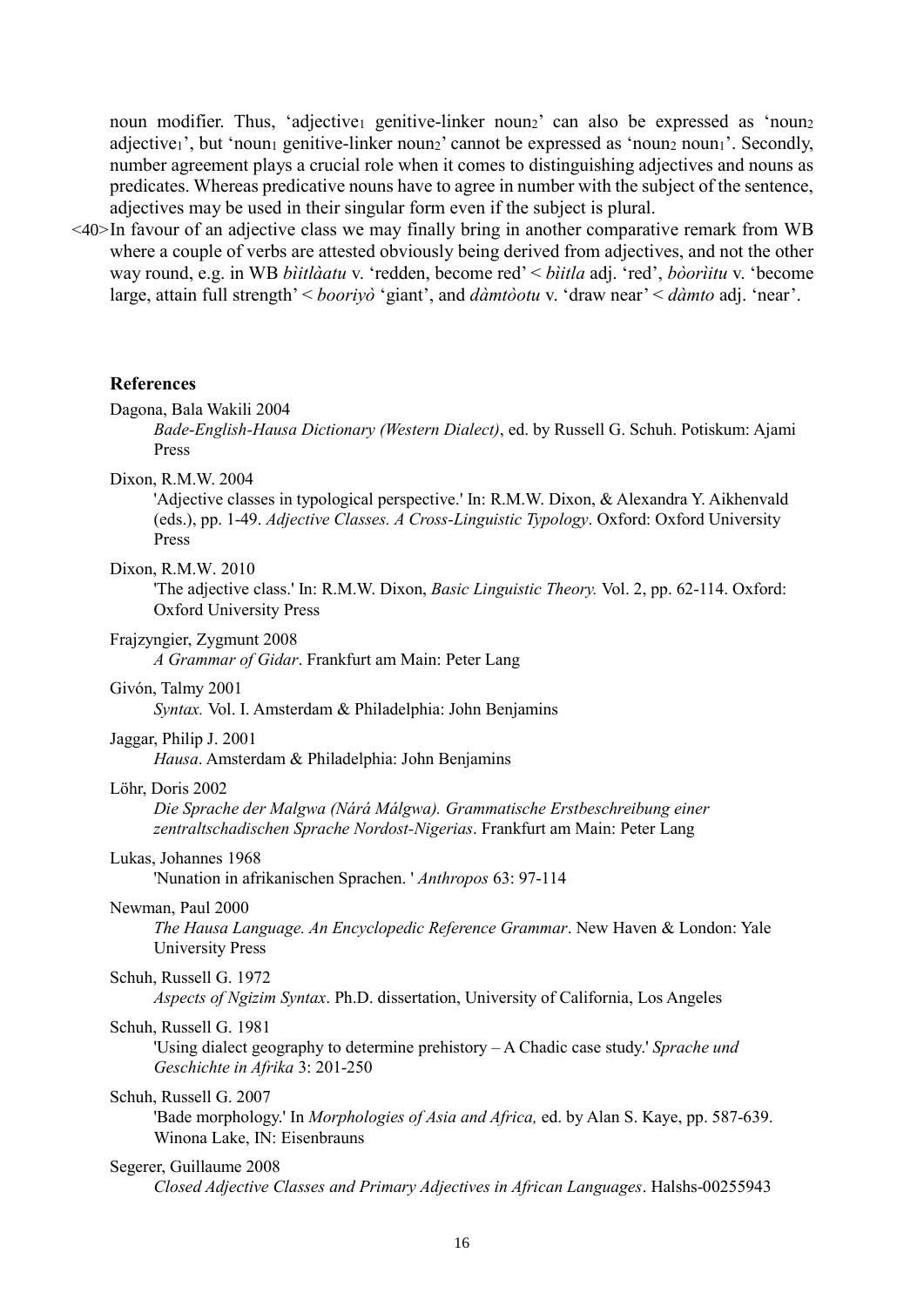noun modifier. Thus, 'adjective$_1$ genitive-linker noun$_2$' can also be expressed as 'noun$_2$ adjective$_1$', but 'noun$_1$ genitive-linker noun$_2$' cannot be expressed as 'noun$_2$ noun$_1$'. Secondly, number agreement plays a crucial role when it comes to distinguishing adjectives and nouns as predicates. Whereas predicative nouns have to agree in number with the subject of the sentence, adjectives may be used in their singular form even if the subject is plural.

<40> In favour of an adjective class we may finally bring in another comparative remark from WB where a couple of verbs are attested obviously being derived from adjectives, and not the other way round, e.g. in WB *bìitlàatu* v. 'redden, become red' < *bìitla* adj. 'red', *bòorìitu* v. 'become large, attain full strength' < *booriyò* 'giant', and *dàmtòotu* v. 'draw near' < *dàmto* adj. 'near'.

## References

Dagona, Bala Wakili 2004
*Bade-English-Hausa Dictionary (Western Dialect)*, ed. by Russell G. Schuh. Potiskum: Ajami Press

Dixon, R.M.W. 2004
'Adjective classes in typological perspective.' In: R.M.W. Dixon, & Alexandra Y. Aikhenvald (eds.), pp. 1-49. *Adjective Classes. A Cross-Linguistic Typology*. Oxford: Oxford University Press

Dixon, R.M.W. 2010
'The adjective class.' In: R.M.W. Dixon, *Basic Linguistic Theory.* Vol. 2, pp. 62-114. Oxford: Oxford University Press

Frajzyngier, Zygmunt 2008
*A Grammar of Gidar*. Frankfurt am Main: Peter Lang

Givón, Talmy 2001
*Syntax.* Vol. I. Amsterdam & Philadelphia: John Benjamins

Jaggar, Philip J. 2001
*Hausa*. Amsterdam & Philadelphia: John Benjamins

Löhr, Doris 2002
*Die Sprache der Malgwa (Nárá Málgwa). Grammatische Erstbeschreibung einer zentraltschadischen Sprache Nordost-Nigerias*. Frankfurt am Main: Peter Lang

Lukas, Johannes 1968
'Nunation in afrikanischen Sprachen. ' *Anthropos* 63: 97-114

Newman, Paul 2000
*The Hausa Language. An Encyclopedic Reference Grammar*. New Haven & London: Yale University Press

Schuh, Russell G. 1972
*Aspects of Ngizim Syntax*. Ph.D. dissertation, University of California, Los Angeles

Schuh, Russell G. 1981
'Using dialect geography to determine prehistory – A Chadic case study.' *Sprache und Geschichte in Afrika* 3: 201-250

Schuh, Russell G. 2007
'Bade morphology.' In *Morphologies of Asia and Africa,* ed. by Alan S. Kaye, pp. 587-639. Winona Lake, IN: Eisenbrauns

Segerer, Guillaume 2008
*Closed Adjective Classes and Primary Adjectives in African Languages*. Halshs-00255943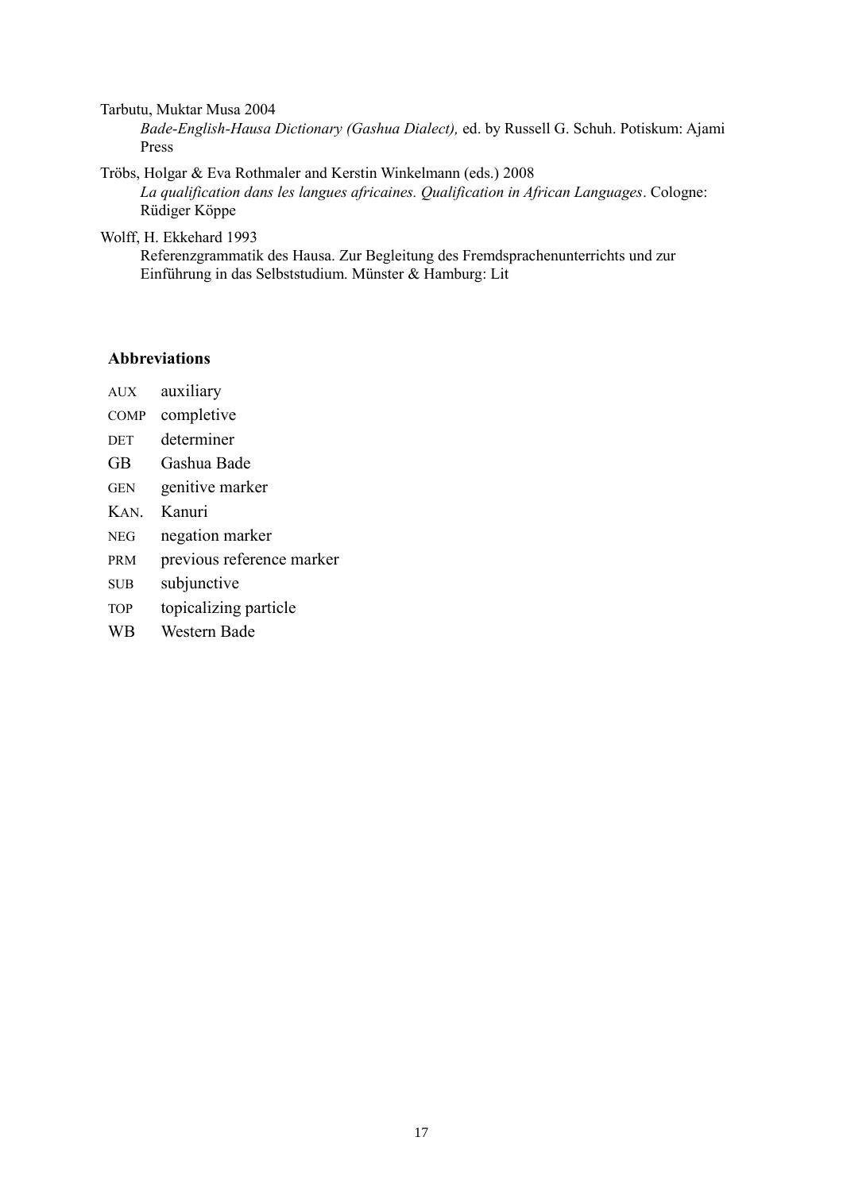Tarbutu, Muktar Musa 2004
*Bade-English-Hausa Dictionary (Gashua Dialect),* ed. by Russell G. Schuh. Potiskum: Ajami Press

Tröbs, Holgar & Eva Rothmaler and Kerstin Winkelmann (eds.) 2008
*La qualification dans les langues africaines. Qualification in African Languages*. Cologne: Rüdiger Köppe

Wolff, H. Ekkehard 1993
Referenzgrammatik des Hausa. Zur Begleitung des Fremdsprachenunterrichts und zur Einführung in das Selbststudium. Münster & Hamburg: Lit

## Abbreviations

| | |
|---|---|
| AUX | auxiliary |
| COMP | completive |
| DET | determiner |
| GB | Gashua Bade |
| GEN | genitive marker |
| KAN. | Kanuri |
| NEG | negation marker |
| PRM | previous reference marker |
| SUB | subjunctive |
| TOP | topicalizing particle |
| WB | Western Bade |